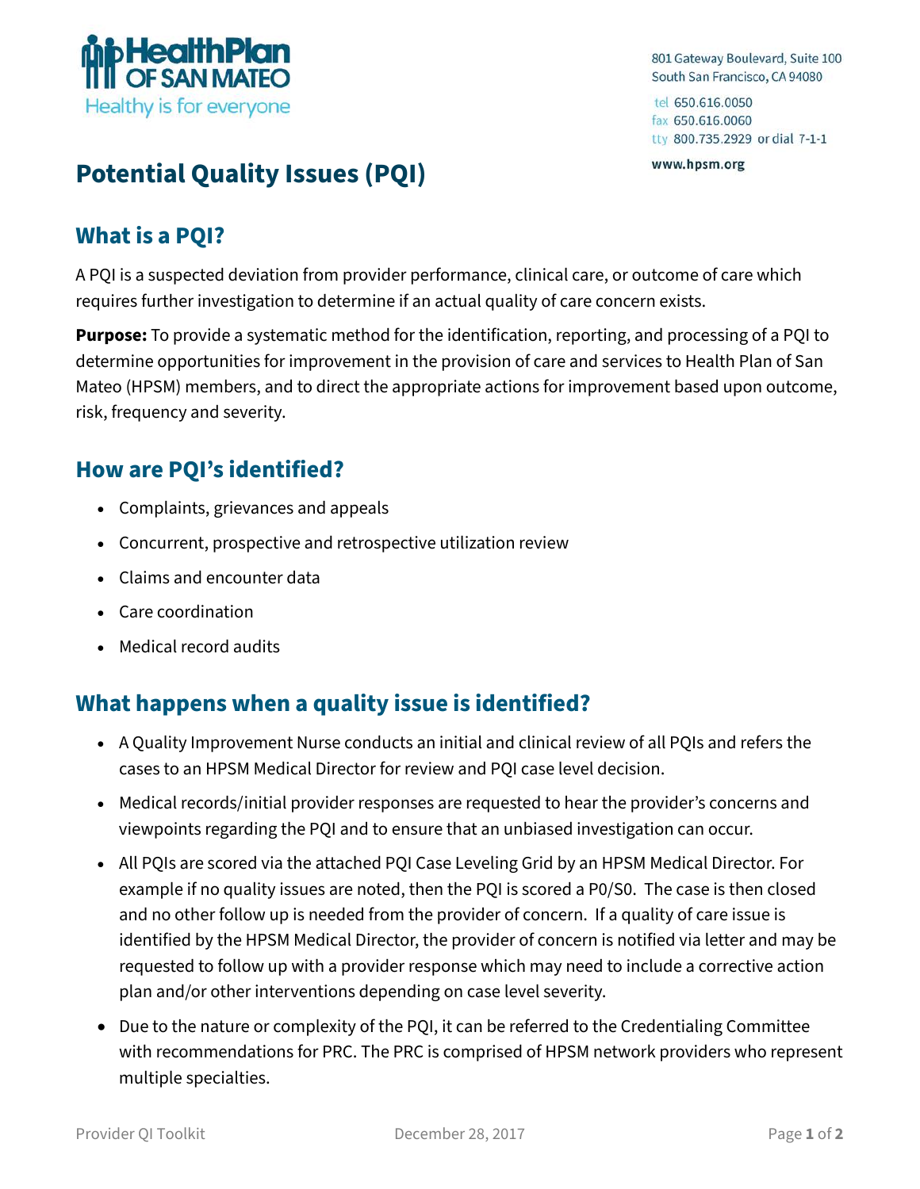HealthPlan OF SAN MATEO
Healthy is for everyone

801 Gateway Boulevard, Suite 100
South San Francisco, CA 94080

tel 650.616.0050
fax 650.616.0060
tty 800.735.2929 or dial 7-1-1

www.hpsm.org

# Potential Quality Issues (PQI)

## What is a PQI?

A PQI is a suspected deviation from provider performance, clinical care, or outcome of care which requires further investigation to determine if an actual quality of care concern exists.

**Purpose:** To provide a systematic method for the identification, reporting, and processing of a PQI to determine opportunities for improvement in the provision of care and services to Health Plan of San Mateo (HPSM) members, and to direct the appropriate actions for improvement based upon outcome, risk, frequency and severity.

## How are PQI's identified?

- Complaints, grievances and appeals
- Concurrent, prospective and retrospective utilization review
- Claims and encounter data
- Care coordination
- Medical record audits

## What happens when a quality issue is identified?

- A Quality Improvement Nurse conducts an initial and clinical review of all PQIs and refers the cases to an HPSM Medical Director for review and PQI case level decision.
- Medical records/initial provider responses are requested to hear the provider's concerns and viewpoints regarding the PQI and to ensure that an unbiased investigation can occur.
- All PQIs are scored via the attached PQI Case Leveling Grid by an HPSM Medical Director. For example if no quality issues are noted, then the PQI is scored a P0/S0. The case is then closed and no other follow up is needed from the provider of concern. If a quality of care issue is identified by the HPSM Medical Director, the provider of concern is notified via letter and may be requested to follow up with a provider response which may need to include a corrective action plan and/or other interventions depending on case level severity.
- Due to the nature or complexity of the PQI, it can be referred to the Credentialing Committee with recommendations for PRC. The PRC is comprised of HPSM network providers who represent multiple specialties.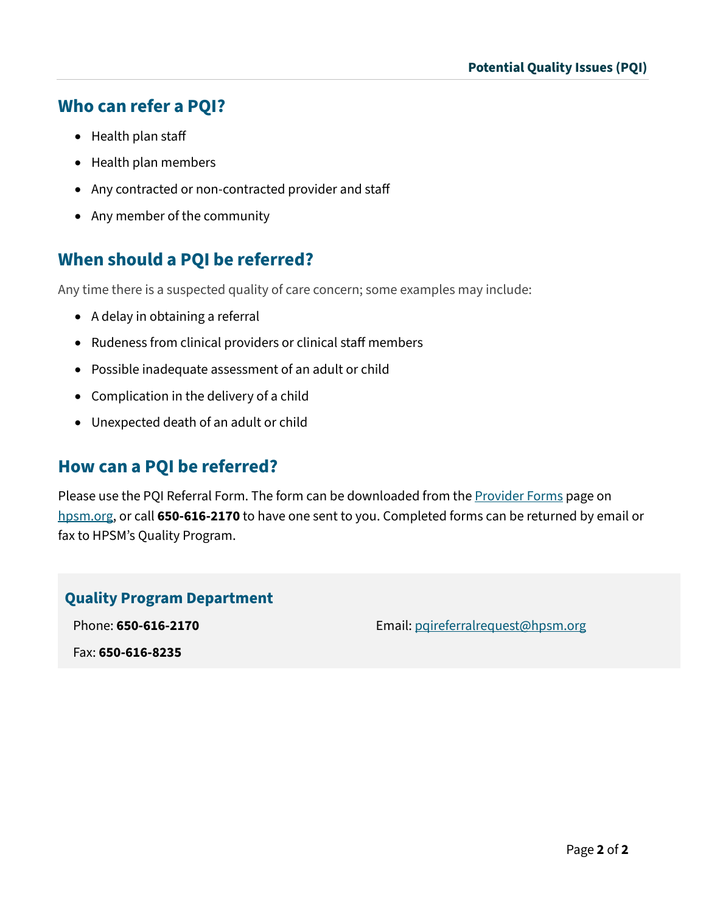## Who can refer a PQI?

- Health plan staff
- Health plan members
- Any contracted or non-contracted provider and staff
- Any member of the community

## When should a PQI be referred?

Any time there is a suspected quality of care concern; some examples may include:

- A delay in obtaining a referral
- Rudeness from clinical providers or clinical staff members
- Possible inadequate assessment of an adult or child
- Complication in the delivery of a child
- Unexpected death of an adult or child

## How can a PQI be referred?

Please use the PQI Referral Form. The form can be downloaded from the Provider Forms page on hpsm.org, or call **650-616-2170** to have one sent to you. Completed forms can be returned by email or fax to HPSM's Quality Program.

### Quality Program Department

Phone: **650-616-2170**

Fax: **650-616-8235**

Email: pqireferralrequest@hpsm.org